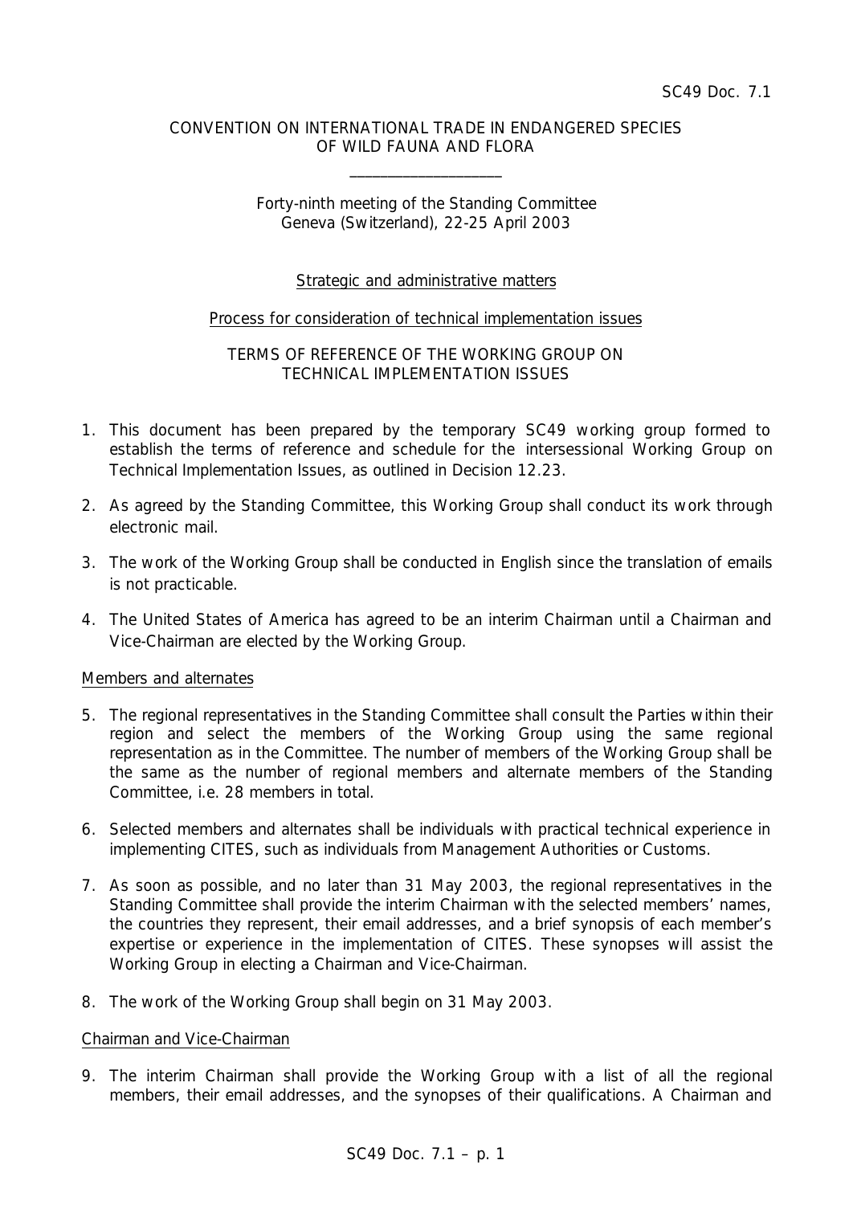SC49 Doc. 7.1

CONVENTION ON INTERNATIONAL TRADE IN ENDANGERED SPECIES
OF WILD FAUNA AND FLORA

\_\_\_\_\_\_\_\_\_\_\_\_\_\_\_\_\_\_\_\_

Forty-ninth meeting of the Standing Committee
Geneva (Switzerland), 22-25 April 2003

Strategic and administrative matters

Process for consideration of technical implementation issues

TERMS OF REFERENCE OF THE WORKING GROUP ON
TECHNICAL IMPLEMENTATION ISSUES

1. This document has been prepared by the temporary SC49 working group formed to establish the terms of reference and schedule for the intersessional Working Group on Technical Implementation Issues, as outlined in Decision 12.23.

2. As agreed by the Standing Committee, this Working Group shall conduct its work through electronic mail.

3. The work of the Working Group shall be conducted in English since the translation of emails is not practicable.

4. The United States of America has agreed to be an interim Chairman until a Chairman and Vice-Chairman are elected by the Working Group.

Members and alternates

5. The regional representatives in the Standing Committee shall consult the Parties within their region and select the members of the Working Group using the same regional representation as in the Committee. The number of members of the Working Group shall be the same as the number of regional members and alternate members of the Standing Committee, i.e. 28 members in total.

6. Selected members and alternates shall be individuals with practical technical experience in implementing CITES, such as individuals from Management Authorities or Customs.

7. As soon as possible, and no later than 31 May 2003, the regional representatives in the Standing Committee shall provide the interim Chairman with the selected members' names, the countries they represent, their email addresses, and a brief synopsis of each member's expertise or experience in the implementation of CITES. These synopses will assist the Working Group in electing a Chairman and Vice-Chairman.

8. The work of the Working Group shall begin on 31 May 2003.

Chairman and Vice-Chairman

9. The interim Chairman shall provide the Working Group with a list of all the regional members, their email addresses, and the synopses of their qualifications. A Chairman and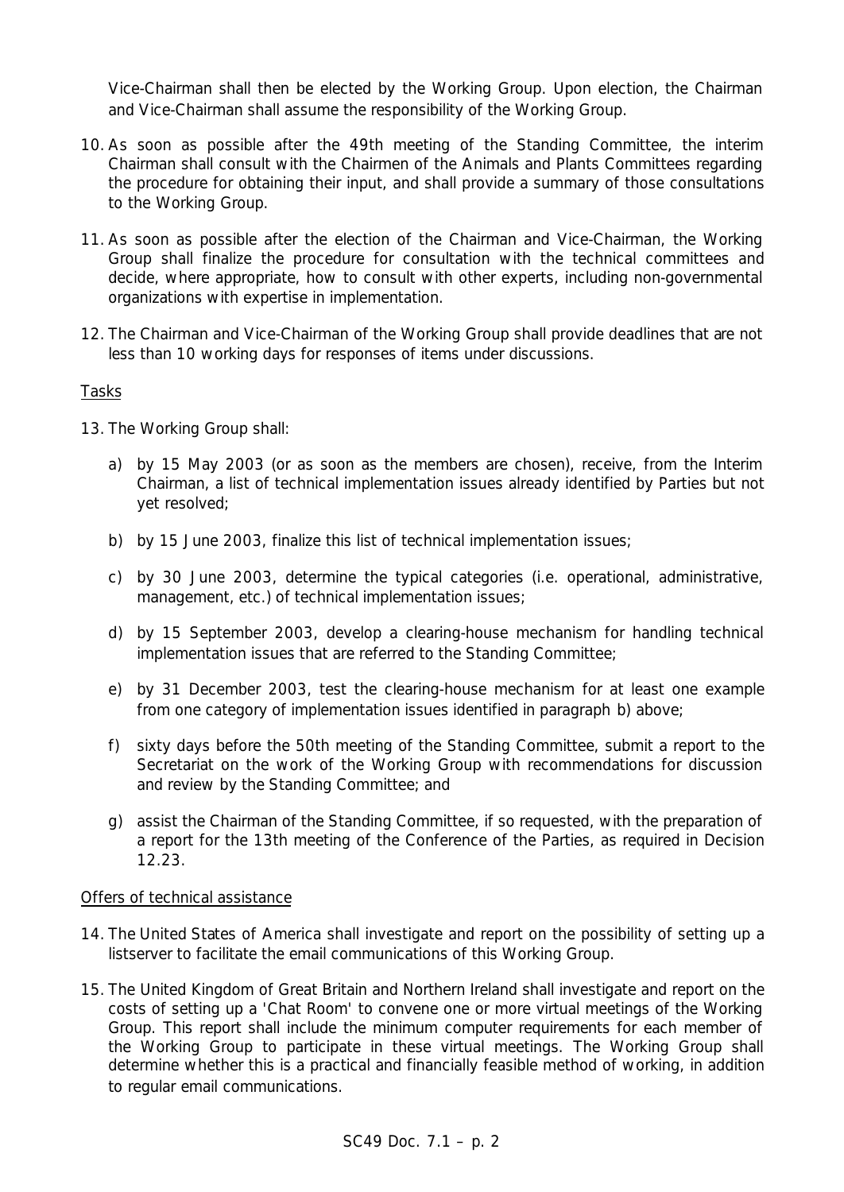Vice-Chairman shall then be elected by the Working Group. Upon election, the Chairman and Vice-Chairman shall assume the responsibility of the Working Group.

10. As soon as possible after the 49th meeting of the Standing Committee, the interim Chairman shall consult with the Chairmen of the Animals and Plants Committees regarding the procedure for obtaining their input, and shall provide a summary of those consultations to the Working Group.

11. As soon as possible after the election of the Chairman and Vice-Chairman, the Working Group shall finalize the procedure for consultation with the technical committees and decide, where appropriate, how to consult with other experts, including non-governmental organizations with expertise in implementation.

12. The Chairman and Vice-Chairman of the Working Group shall provide deadlines that are not less than 10 working days for responses of items under discussions.

Tasks

13. The Working Group shall:

    a) by 15 May 2003 (or as soon as the members are chosen), receive, from the Interim Chairman, a list of technical implementation issues already identified by Parties but not yet resolved;

    b) by 15 June 2003, finalize this list of technical implementation issues;

    c) by 30 June 2003, determine the typical categories (i.e. operational, administrative, management, etc.) of technical implementation issues;

    d) by 15 September 2003, develop a clearing-house mechanism for handling technical implementation issues that are referred to the Standing Committee;

    e) by 31 December 2003, test the clearing-house mechanism for at least one example from one category of implementation issues identified in paragraph b) above;

    f) sixty days before the 50th meeting of the Standing Committee, submit a report to the Secretariat on the work of the Working Group with recommendations for discussion and review by the Standing Committee; and

    g) assist the Chairman of the Standing Committee, if so requested, with the preparation of a report for the 13th meeting of the Conference of the Parties, as required in Decision 12.23.

Offers of technical assistance

14. The United States of America shall investigate and report on the possibility of setting up a listserver to facilitate the email communications of this Working Group.

15. The United Kingdom of Great Britain and Northern Ireland shall investigate and report on the costs of setting up a 'Chat Room' to convene one or more virtual meetings of the Working Group. This report shall include the minimum computer requirements for each member of the Working Group to participate in these virtual meetings. The Working Group shall determine whether this is a practical and financially feasible method of working, in addition to regular email communications.